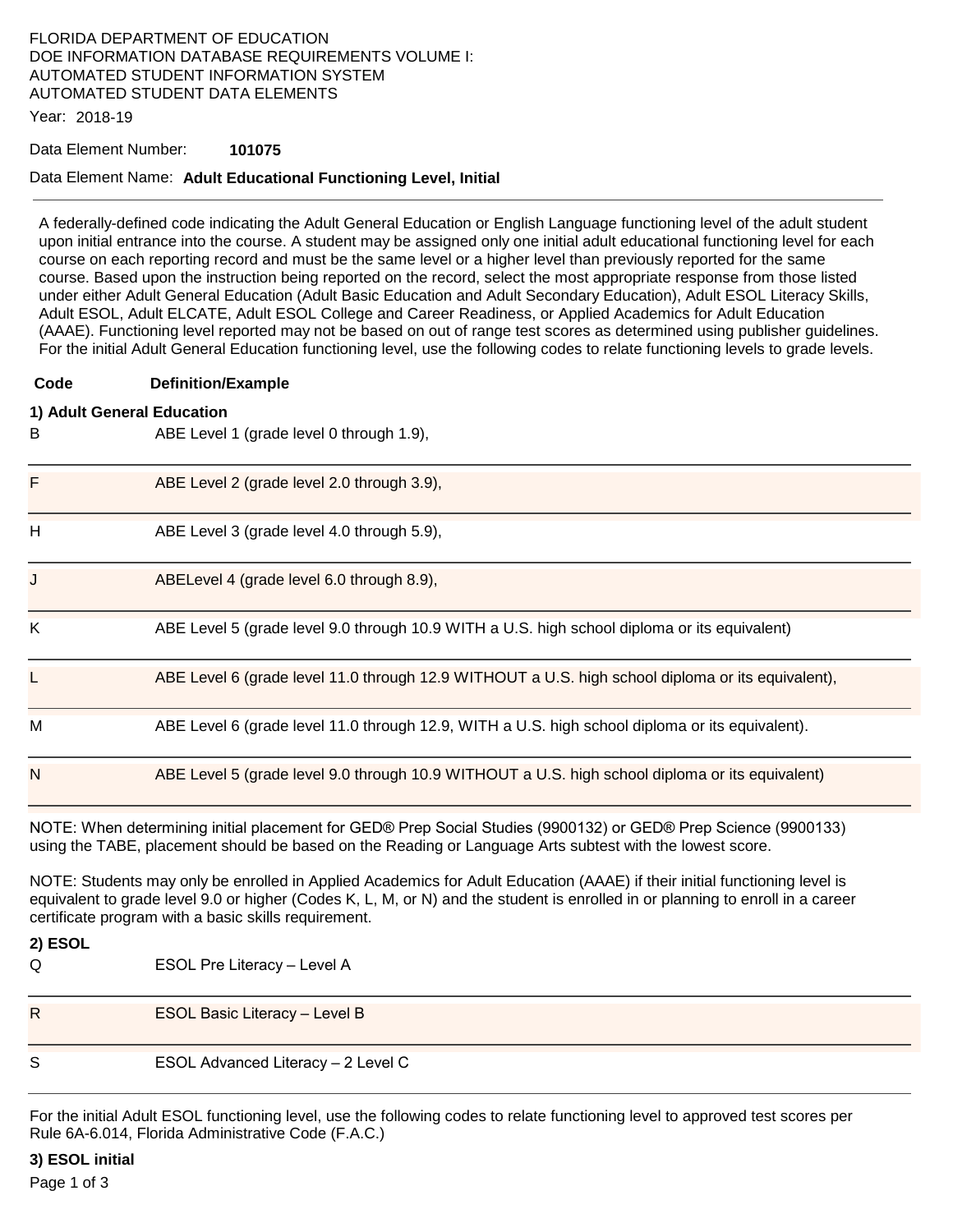FLORIDA DEPARTMENT OF EDUCATION
DOE INFORMATION DATABASE REQUIREMENTS VOLUME I:
AUTOMATED STUDENT INFORMATION SYSTEM
AUTOMATED STUDENT DATA ELEMENTS

Year: 2018-19

Data Element Number: **101075**

Data Element Name: **Adult Educational Functioning Level, Initial**

---

A federally-defined code indicating the Adult General Education or English Language functioning level of the adult student upon initial entrance into the course. A student may be assigned only one initial adult educational functioning level for each course on each reporting record and must be the same level or a higher level than previously reported for the same course. Based upon the instruction being reported on the record, select the most appropriate response from those listed under either Adult General Education (Adult Basic Education and Adult Secondary Education), Adult ESOL Literacy Skills, Adult ESOL, Adult ELCATE, Adult ESOL College and Career Readiness, or Applied Academics for Adult Education (AAAE). Functioning level reported may not be based on out of range test scores as determined using publisher guidelines. For the initial Adult General Education functioning level, use the following codes to relate functioning levels to grade levels.

| Code | Definition/Example |
|---|---|
| **1) Adult General Education** | |
| B | ABE Level 1 (grade level 0 through 1.9), |
| F | ABE Level 2 (grade level 2.0 through 3.9), |
| H | ABE Level 3 (grade level 4.0 through 5.9), |
| J | ABELevel 4 (grade level 6.0 through 8.9), |
| K | ABE Level 5 (grade level 9.0 through 10.9 WITH a U.S. high school diploma or its equivalent) |
| L | ABE Level 6 (grade level 11.0 through 12.9 WITHOUT a U.S. high school diploma or its equivalent), |
| M | ABE Level 6 (grade level 11.0 through 12.9, WITH a U.S. high school diploma or its equivalent). |
| N | ABE Level 5 (grade level 9.0 through 10.9 WITHOUT a U.S. high school diploma or its equivalent) |

NOTE: When determining initial placement for GED® Prep Social Studies (9900132) or GED® Prep Science (9900133) using the TABE, placement should be based on the Reading or Language Arts subtest with the lowest score.

NOTE: Students may only be enrolled in Applied Academics for Adult Education (AAAE) if their initial functioning level is equivalent to grade level 9.0 or higher (Codes K, L, M, or N) and the student is enrolled in or planning to enroll in a career certificate program with a basic skills requirement.

**2) ESOL**

| Code | Definition/Example |
|---|---|
| Q | ESOL Pre Literacy – Level A |
| R | ESOL Basic Literacy – Level B |
| S | ESOL Advanced Literacy – 2 Level C |

For the initial Adult ESOL functioning level, use the following codes to relate functioning level to approved test scores per Rule 6A-6.014, Florida Administrative Code (F.A.C.)

**3) ESOL initial**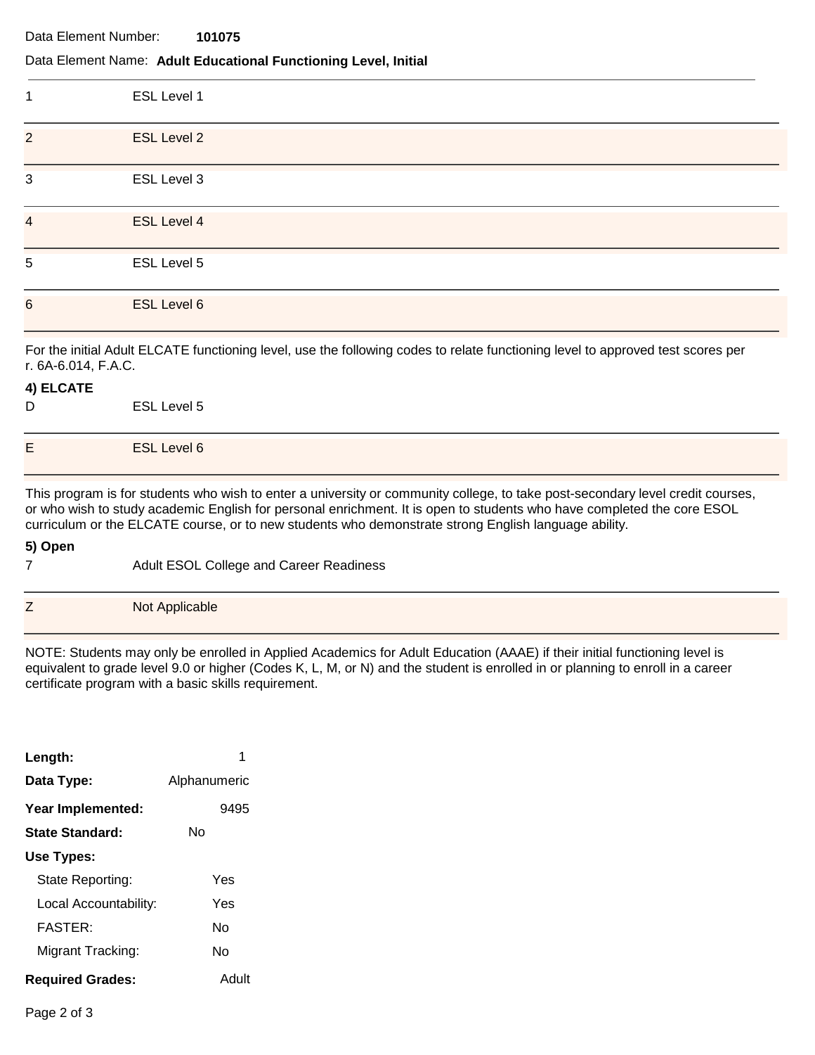Data Element Number: **101075**

Data Element Name: **Adult Educational Functioning Level, Initial**

| | |
|---|---|
| 1 | ESL Level 1 |
| 2 | ESL Level 2 |
| 3 | ESL Level 3 |
| 4 | ESL Level 4 |
| 5 | ESL Level 5 |
| 6 | ESL Level 6 |

For the initial Adult ELCATE functioning level, use the following codes to relate functioning level to approved test scores per r. 6A-6.014, F.A.C.

**4) ELCATE**

| | |
|---|---|
| D | ESL Level 5 |
| E | ESL Level 6 |

This program is for students who wish to enter a university or community college, to take post-secondary level credit courses, or who wish to study academic English for personal enrichment. It is open to students who have completed the core ESOL curriculum or the ELCATE course, or to new students who demonstrate strong English language ability.

**5) Open**

| | |
|---|---|
| 7 | Adult ESOL College and Career Readiness |
| Z | Not Applicable |

NOTE: Students may only be enrolled in Applied Academics for Adult Education (AAAE) if their initial functioning level is equivalent to grade level 9.0 or higher (Codes K, L, M, or N) and the student is enrolled in or planning to enroll in a career certificate program with a basic skills requirement.

**Length:** 1

**Data Type:** Alphanumeric

**Year Implemented:** 9495

**State Standard:** No

**Use Types:**

- State Reporting: Yes
- Local Accountability: Yes
- FASTER: No
- Migrant Tracking: No

**Required Grades:** Adult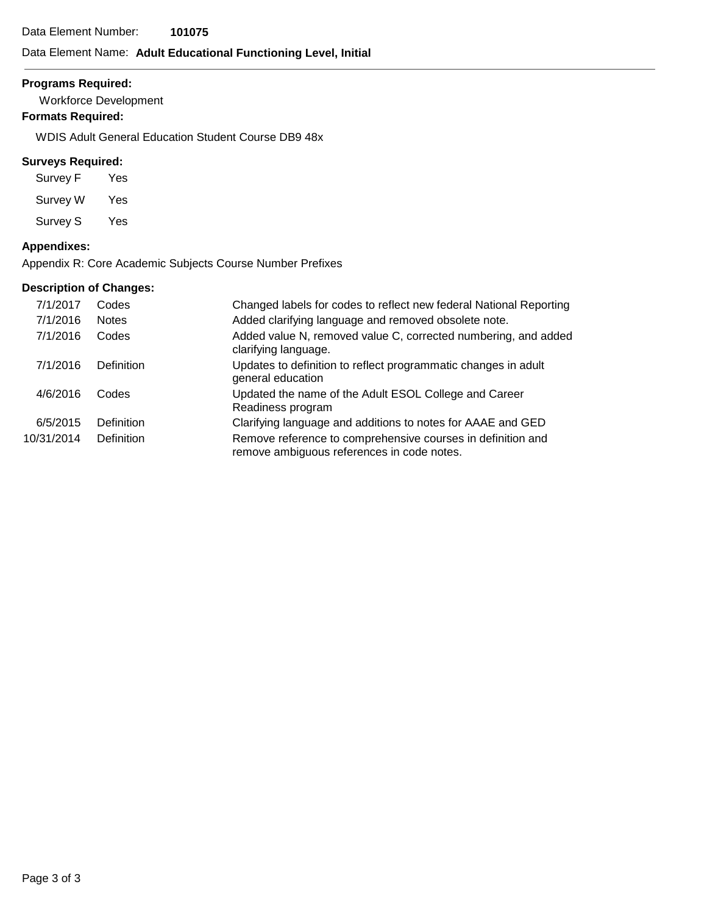Data Element Number: **101075**

Data Element Name: **Adult Educational Functioning Level, Initial**

---

**Programs Required:**

Workforce Development

**Formats Required:**

WDIS Adult General Education Student Course DB9 48x

**Surveys Required:**

| | |
|---|---|
| Survey F | Yes |
| Survey W | Yes |
| Survey S | Yes |

**Appendixes:**

Appendix R: Core Academic Subjects Course Number Prefixes

**Description of Changes:**

| | | |
|---|---|---|
| 7/1/2017 | Codes | Changed labels for codes to reflect new federal National Reporting |
| 7/1/2016 | Notes | Added clarifying language and removed obsolete note. |
| 7/1/2016 | Codes | Added value N, removed value C, corrected numbering, and added clarifying language. |
| 7/1/2016 | Definition | Updates to definition to reflect programmatic changes in adult general education |
| 4/6/2016 | Codes | Updated the name of the Adult ESOL College and Career Readiness program |
| 6/5/2015 | Definition | Clarifying language and additions to notes for AAAE and GED |
| 10/31/2014 | Definition | Remove reference to comprehensive courses in definition and remove ambiguous references in code notes. |